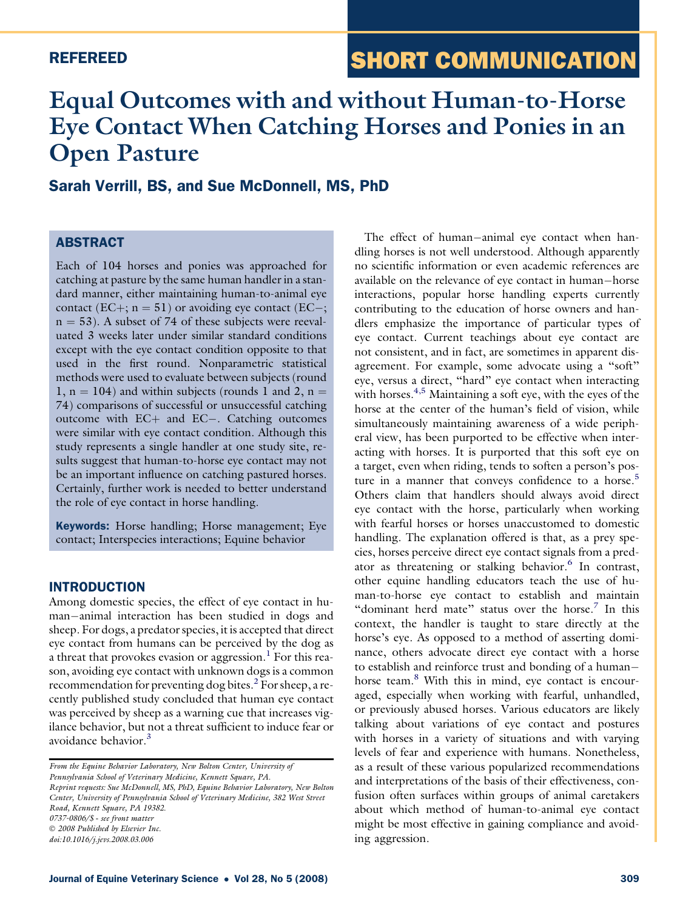REFEREED

SHORT COMMUNICATION

# Equal Outcomes with and without Human-to-Horse Eye Contact When Catching Horses and Ponies in an Open Pasture

**Sarah Verrill, BS, and Sue McDonnell, MS, PhD**

## ABSTRACT

Each of 104 horses and ponies was approached for catching at pasture by the same human handler in a standard manner, either maintaining human-to-animal eye contact (EC+; n = 51) or avoiding eye contact (EC−; n = 53). A subset of 74 of these subjects were reevaluated 3 weeks later under similar standard conditions except with the eye contact condition opposite to that used in the first round. Nonparametric statistical methods were used to evaluate between subjects (round 1, n = 104) and within subjects (rounds 1 and 2, n = 74) comparisons of successful or unsuccessful catching outcome with EC+ and EC−. Catching outcomes were similar with eye contact condition. Although this study represents a single handler at one study site, results suggest that human-to-horse eye contact may not be an important influence on catching pastured horses. Certainly, further work is needed to better understand the role of eye contact in horse handling.

**Keywords:** Horse handling; Horse management; Eye contact; Interspecies interactions; Equine behavior

## INTRODUCTION

Among domestic species, the effect of eye contact in human−animal interaction has been studied in dogs and sheep. For dogs, a predator species, it is accepted that direct eye contact from humans can be perceived by the dog as a threat that provokes evasion or aggression.[1] For this reason, avoiding eye contact with unknown dogs is a common recommendation for preventing dog bites.[2] For sheep, a recently published study concluded that human eye contact was perceived by sheep as a warning cue that increases vigilance behavior, but not a threat sufficient to induce fear or avoidance behavior.[3]

*From the Equine Behavior Laboratory, New Bolton Center, University of Pennsylvania School of Veterinary Medicine, Kennett Square, PA.*
*Reprint requests: Sue McDonnell, MS, PhD, Equine Behavior Laboratory, New Bolton Center, University of Pennsylvania School of Veterinary Medicine, 382 West Street Road, Kennett Square, PA 19382.*
*0737-0806/$ - see front matter*
*© 2008 Published by Elsevier Inc.*
*doi:10.1016/j.jevs.2008.03.006*

The effect of human−animal eye contact when handling horses is not well understood. Although apparently no scientific information or even academic references are available on the relevance of eye contact in human−horse interactions, popular horse handling experts currently contributing to the education of horse owners and handlers emphasize the importance of particular types of eye contact. Current teachings about eye contact are not consistent, and in fact, are sometimes in apparent disagreement. For example, some advocate using a "soft" eye, versus a direct, "hard" eye contact when interacting with horses.[4,5] Maintaining a soft eye, with the eyes of the horse at the center of the human's field of vision, while simultaneously maintaining awareness of a wide peripheral view, has been purported to be effective when interacting with horses. It is purported that this soft eye on a target, even when riding, tends to soften a person's posture in a manner that conveys confidence to a horse.[5] Others claim that handlers should always avoid direct eye contact with the horse, particularly when working with fearful horses or horses unaccustomed to domestic handling. The explanation offered is that, as a prey species, horses perceive direct eye contact signals from a predator as threatening or stalking behavior.[6] In contrast, other equine handling educators teach the use of human-to-horse eye contact to establish and maintain "dominant herd mate" status over the horse.[7] In this context, the handler is taught to stare directly at the horse's eye. As opposed to a method of asserting dominance, others advocate direct eye contact with a horse to establish and reinforce trust and bonding of a human−horse team.[8] With this in mind, eye contact is encouraged, especially when working with fearful, unhandled, or previously abused horses. Various educators are likely talking about variations of eye contact and postures with horses in a variety of situations and with varying levels of fear and experience with humans. Nonetheless, as a result of these various popularized recommendations and interpretations of the basis of their effectiveness, confusion often surfaces within groups of animal caretakers about which method of human-to-animal eye contact might be most effective in gaining compliance and avoiding aggression.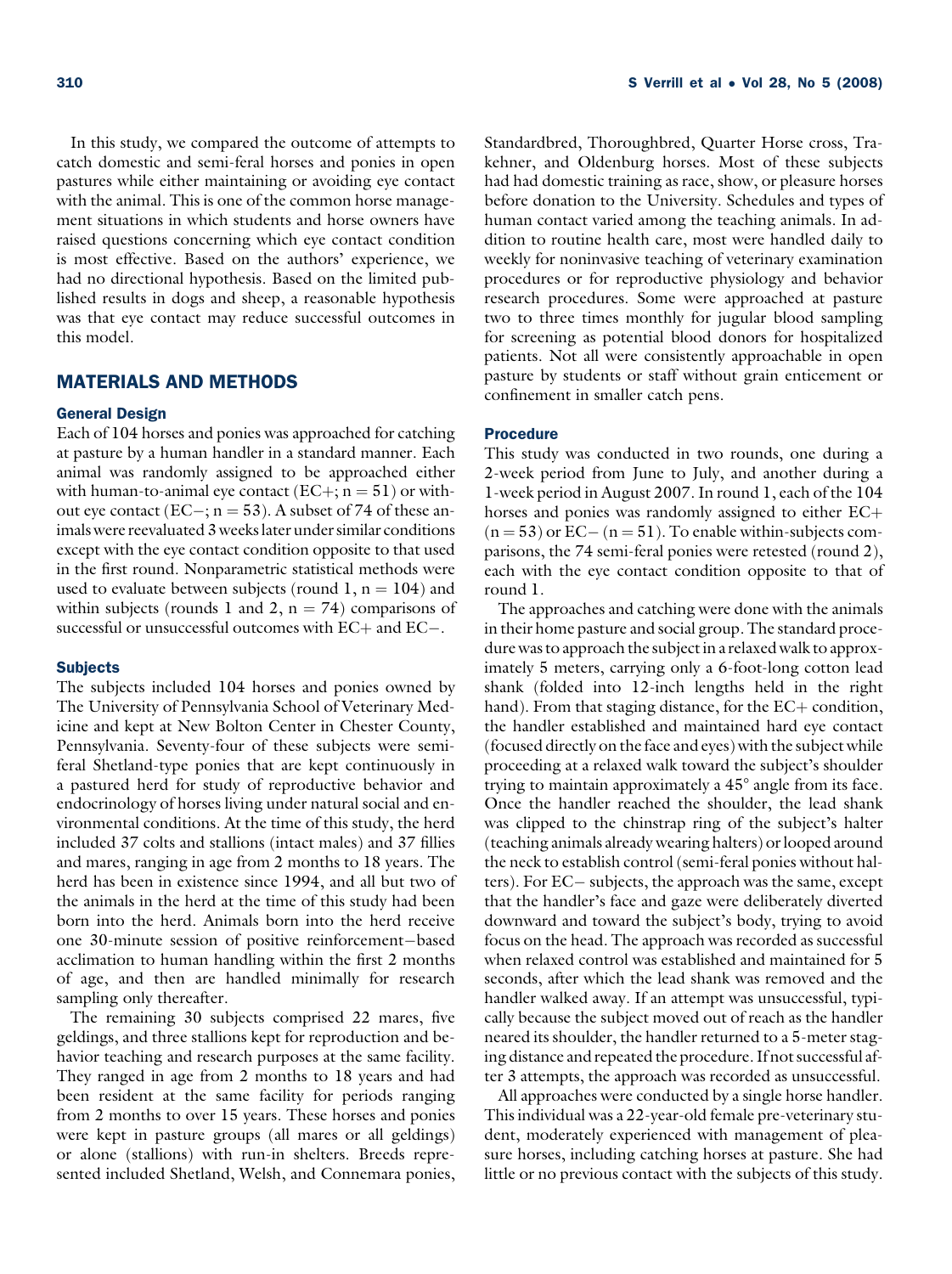In this study, we compared the outcome of attempts to catch domestic and semi-feral horses and ponies in open pastures while either maintaining or avoiding eye contact with the animal. This is one of the common horse management situations in which students and horse owners have raised questions concerning which eye contact condition is most effective. Based on the authors' experience, we had no directional hypothesis. Based on the limited published results in dogs and sheep, a reasonable hypothesis was that eye contact may reduce successful outcomes in this model.

## MATERIALS AND METHODS

### General Design

Each of 104 horses and ponies was approached for catching at pasture by a human handler in a standard manner. Each animal was randomly assigned to be approached either with human-to-animal eye contact (EC+; n = 51) or without eye contact (EC−; n = 53). A subset of 74 of these animals were reevaluated 3 weeks later under similar conditions except with the eye contact condition opposite to that used in the first round. Nonparametric statistical methods were used to evaluate between subjects (round 1, n = 104) and within subjects (rounds 1 and 2, n = 74) comparisons of successful or unsuccessful outcomes with EC+ and EC−.

### Subjects

The subjects included 104 horses and ponies owned by The University of Pennsylvania School of Veterinary Medicine and kept at New Bolton Center in Chester County, Pennsylvania. Seventy-four of these subjects were semi-feral Shetland-type ponies that are kept continuously in a pastured herd for study of reproductive behavior and endocrinology of horses living under natural social and environmental conditions. At the time of this study, the herd included 37 colts and stallions (intact males) and 37 fillies and mares, ranging in age from 2 months to 18 years. The herd has been in existence since 1994, and all but two of the animals in the herd at the time of this study had been born into the herd. Animals born into the herd receive one 30-minute session of positive reinforcement−based acclimation to human handling within the first 2 months of age, and then are handled minimally for research sampling only thereafter.

The remaining 30 subjects comprised 22 mares, five geldings, and three stallions kept for reproduction and behavior teaching and research purposes at the same facility. They ranged in age from 2 months to 18 years and had been resident at the same facility for periods ranging from 2 months to over 15 years. These horses and ponies were kept in pasture groups (all mares or all geldings) or alone (stallions) with run-in shelters. Breeds represented included Shetland, Welsh, and Connemara ponies, Standardbred, Thoroughbred, Quarter Horse cross, Trakehner, and Oldenburg horses. Most of these subjects had had domestic training as race, show, or pleasure horses before donation to the University. Schedules and types of human contact varied among the teaching animals. In addition to routine health care, most were handled daily to weekly for noninvasive teaching of veterinary examination procedures or for reproductive physiology and behavior research procedures. Some were approached at pasture two to three times monthly for jugular blood sampling for screening as potential blood donors for hospitalized patients. Not all were consistently approachable in open pasture by students or staff without grain enticement or confinement in smaller catch pens.

### Procedure

This study was conducted in two rounds, one during a 2-week period from June to July, and another during a 1-week period in August 2007. In round 1, each of the 104 horses and ponies was randomly assigned to either EC+ (n = 53) or EC− (n = 51). To enable within-subjects comparisons, the 74 semi-feral ponies were retested (round 2), each with the eye contact condition opposite to that of round 1.

The approaches and catching were done with the animals in their home pasture and social group. The standard procedure was to approach the subject in a relaxed walk to approximately 5 meters, carrying only a 6-foot-long cotton lead shank (folded into 12-inch lengths held in the right hand). From that staging distance, for the EC+ condition, the handler established and maintained hard eye contact (focused directly on the face and eyes) with the subject while proceeding at a relaxed walk toward the subject's shoulder trying to maintain approximately a 45° angle from its face. Once the handler reached the shoulder, the lead shank was clipped to the chinstrap ring of the subject's halter (teaching animals already wearing halters) or looped around the neck to establish control (semi-feral ponies without halters). For EC− subjects, the approach was the same, except that the handler's face and gaze were deliberately diverted downward and toward the subject's body, trying to avoid focus on the head. The approach was recorded as successful when relaxed control was established and maintained for 5 seconds, after which the lead shank was removed and the handler walked away. If an attempt was unsuccessful, typically because the subject moved out of reach as the handler neared its shoulder, the handler returned to a 5-meter staging distance and repeated the procedure. If not successful after 3 attempts, the approach was recorded as unsuccessful.

All approaches were conducted by a single horse handler. This individual was a 22-year-old female pre-veterinary student, moderately experienced with management of pleasure horses, including catching horses at pasture. She had little or no previous contact with the subjects of this study.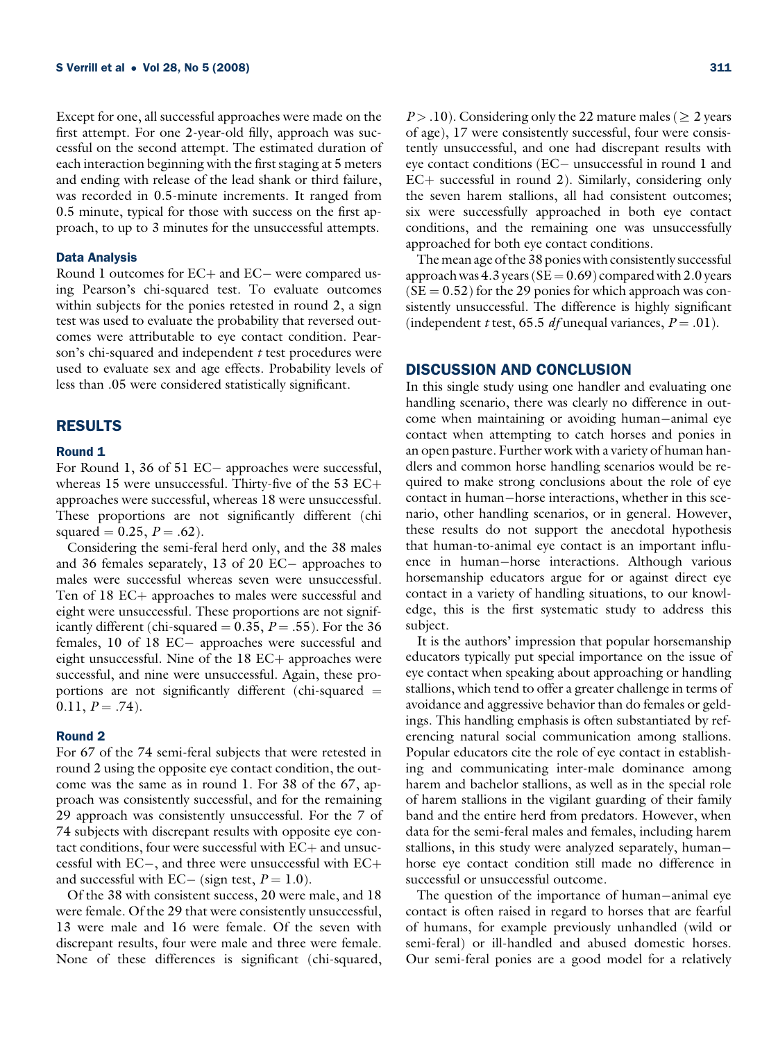Except for one, all successful approaches were made on the first attempt. For one 2-year-old filly, approach was successful on the second attempt. The estimated duration of each interaction beginning with the first staging at 5 meters and ending with release of the lead shank or third failure, was recorded in 0.5-minute increments. It ranged from 0.5 minute, typical for those with success on the first approach, to up to 3 minutes for the unsuccessful attempts.

### Data Analysis

Round 1 outcomes for EC+ and EC− were compared using Pearson's chi-squared test. To evaluate outcomes within subjects for the ponies retested in round 2, a sign test was used to evaluate the probability that reversed outcomes were attributable to eye contact condition. Pearson's chi-squared and independent $t$ test procedures were used to evaluate sex and age effects. Probability levels of less than .05 were considered statistically significant.

## RESULTS

### Round 1

For Round 1, 36 of 51 EC− approaches were successful, whereas 15 were unsuccessful. Thirty-five of the 53 EC+ approaches were successful, whereas 18 were unsuccessful. These proportions are not significantly different (chi squared = 0.25, $P = .62$).

Considering the semi-feral herd only, and the 38 males and 36 females separately, 13 of 20 EC− approaches to males were successful whereas seven were unsuccessful. Ten of 18 EC+ approaches to males were successful and eight were unsuccessful. These proportions are not significantly different (chi-squared = 0.35, $P = .55$). For the 36 females, 10 of 18 EC− approaches were successful and eight unsuccessful. Nine of the 18 EC+ approaches were successful, and nine were unsuccessful. Again, these proportions are not significantly different (chi-squared = 0.11, $P = .74$).

### Round 2

For 67 of the 74 semi-feral subjects that were retested in round 2 using the opposite eye contact condition, the outcome was the same as in round 1. For 38 of the 67, approach was consistently successful, and for the remaining 29 approach was consistently unsuccessful. For the 7 of 74 subjects with discrepant results with opposite eye contact conditions, four were successful with EC+ and unsuccessful with EC−, and three were unsuccessful with EC+ and successful with EC− (sign test, $P = 1.0$).

Of the 38 with consistent success, 20 were male, and 18 were female. Of the 29 that were consistently unsuccessful, 13 were male and 16 were female. Of the seven with discrepant results, four were male and three were female. None of these differences is significant (chi-squared, $P > .10$). Considering only the 22 mature males ($\geq$ 2 years of age), 17 were consistently successful, four were consistently unsuccessful, and one had discrepant results with eye contact conditions (EC− unsuccessful in round 1 and EC+ successful in round 2). Similarly, considering only the seven harem stallions, all had consistent outcomes; six were successfully approached in both eye contact conditions, and the remaining one was unsuccessfully approached for both eye contact conditions.

The mean age of the 38 ponies with consistently successful approach was 4.3 years (SE = 0.69) compared with 2.0 years (SE = 0.52) for the 29 ponies for which approach was consistently unsuccessful. The difference is highly significant (independent $t$ test, 65.5 $df$ unequal variances, $P = .01$).

## DISCUSSION AND CONCLUSION

In this single study using one handler and evaluating one handling scenario, there was clearly no difference in outcome when maintaining or avoiding human−animal eye contact when attempting to catch horses and ponies in an open pasture. Further work with a variety of human handlers and common horse handling scenarios would be required to make strong conclusions about the role of eye contact in human−horse interactions, whether in this scenario, other handling scenarios, or in general. However, these results do not support the anecdotal hypothesis that human-to-animal eye contact is an important influence in human−horse interactions. Although various horsemanship educators argue for or against direct eye contact in a variety of handling situations, to our knowledge, this is the first systematic study to address this subject.

It is the authors' impression that popular horsemanship educators typically put special importance on the issue of eye contact when speaking about approaching or handling stallions, which tend to offer a greater challenge in terms of avoidance and aggressive behavior than do females or geldings. This handling emphasis is often substantiated by referencing natural social communication among stallions. Popular educators cite the role of eye contact in establishing and communicating inter-male dominance among harem and bachelor stallions, as well as in the special role of harem stallions in the vigilant guarding of their family band and the entire herd from predators. However, when data for the semi-feral males and females, including harem stallions, in this study were analyzed separately, human−horse eye contact condition still made no difference in successful or unsuccessful outcome.

The question of the importance of human−animal eye contact is often raised in regard to horses that are fearful of humans, for example previously unhandled (wild or semi-feral) or ill-handled and abused domestic horses. Our semi-feral ponies are a good model for a relatively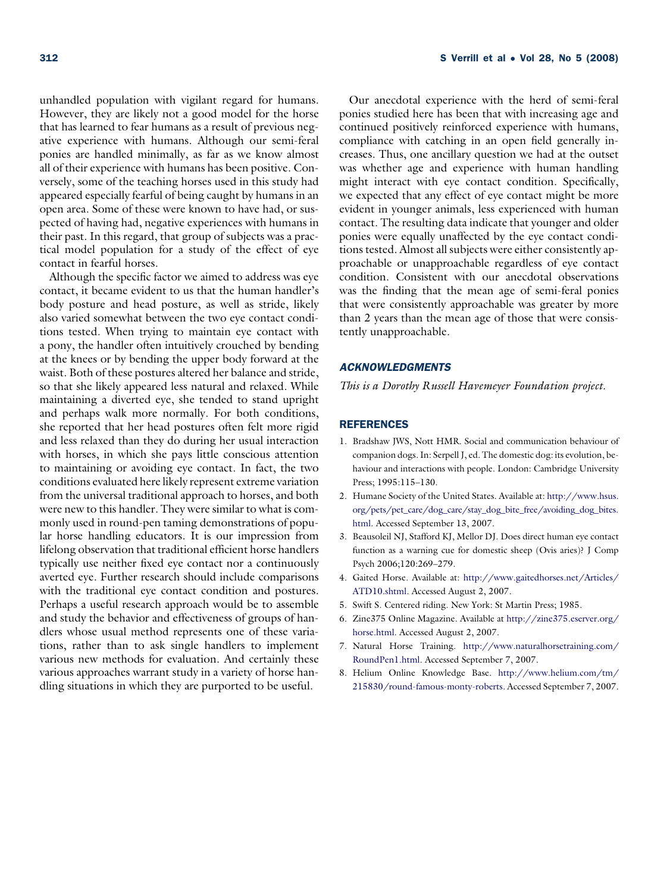unhandled population with vigilant regard for humans. However, they are likely not a good model for the horse that has learned to fear humans as a result of previous negative experience with humans. Although our semi-feral ponies are handled minimally, as far as we know almost all of their experience with humans has been positive. Conversely, some of the teaching horses used in this study had appeared especially fearful of being caught by humans in an open area. Some of these were known to have had, or suspected of having had, negative experiences with humans in their past. In this regard, that group of subjects was a practical model population for a study of the effect of eye contact in fearful horses.

Although the specific factor we aimed to address was eye contact, it became evident to us that the human handler's body posture and head posture, as well as stride, likely also varied somewhat between the two eye contact conditions tested. When trying to maintain eye contact with a pony, the handler often intuitively crouched by bending at the knees or by bending the upper body forward at the waist. Both of these postures altered her balance and stride, so that she likely appeared less natural and relaxed. While maintaining a diverted eye, she tended to stand upright and perhaps walk more normally. For both conditions, she reported that her head postures often felt more rigid and less relaxed than they do during her usual interaction with horses, in which she pays little conscious attention to maintaining or avoiding eye contact. In fact, the two conditions evaluated here likely represent extreme variation from the universal traditional approach to horses, and both were new to this handler. They were similar to what is commonly used in round-pen taming demonstrations of popular horse handling educators. It is our impression from lifelong observation that traditional efficient horse handlers typically use neither fixed eye contact nor a continuously averted eye. Further research should include comparisons with the traditional eye contact condition and postures. Perhaps a useful research approach would be to assemble and study the behavior and effectiveness of groups of handlers whose usual method represents one of these variations, rather than to ask single handlers to implement various new methods for evaluation. And certainly these various approaches warrant study in a variety of horse handling situations in which they are purported to be useful.

Our anecdotal experience with the herd of semi-feral ponies studied here has been that with increasing age and continued positively reinforced experience with humans, compliance with catching in an open field generally increases. Thus, one ancillary question we had at the outset was whether age and experience with human handling might interact with eye contact condition. Specifically, we expected that any effect of eye contact might be more evident in younger animals, less experienced with human contact. The resulting data indicate that younger and older ponies were equally unaffected by the eye contact conditions tested. Almost all subjects were either consistently approachable or unapproachable regardless of eye contact condition. Consistent with our anecdotal observations was the finding that the mean age of semi-feral ponies that were consistently approachable was greater by more than 2 years than the mean age of those that were consistently unapproachable.

## ACKNOWLEDGMENTS

*This is a Dorothy Russell Havemeyer Foundation project.*

## REFERENCES

1. Bradshaw JWS, Nott HMR. Social and communication behaviour of companion dogs. In: Serpell J, ed. The domestic dog: its evolution, behaviour and interactions with people. London: Cambridge University Press; 1995:115–130.
2. Humane Society of the United States. Available at: http://www.hsus.org/pets/pet_care/dog_care/stay_dog_bite_free/avoiding_dog_bites.html. Accessed September 13, 2007.
3. Beausoleil NJ, Stafford KJ, Mellor DJ. Does direct human eye contact function as a warning cue for domestic sheep (Ovis aries)? J Comp Psych 2006;120:269–279.
4. Gaited Horse. Available at: http://www.gaitedhorses.net/Articles/ATD10.shtml. Accessed August 2, 2007.
5. Swift S. Centered riding. New York: St Martin Press; 1985.
6. Zine375 Online Magazine. Available at http://zine375.eserver.org/horse.html. Accessed August 2, 2007.
7. Natural Horse Training. http://www.naturalhorsetraining.com/RoundPen1.html. Accessed September 7, 2007.
8. Helium Online Knowledge Base. http://www.helium.com/tm/215830/round-famous-monty-roberts. Accessed September 7, 2007.